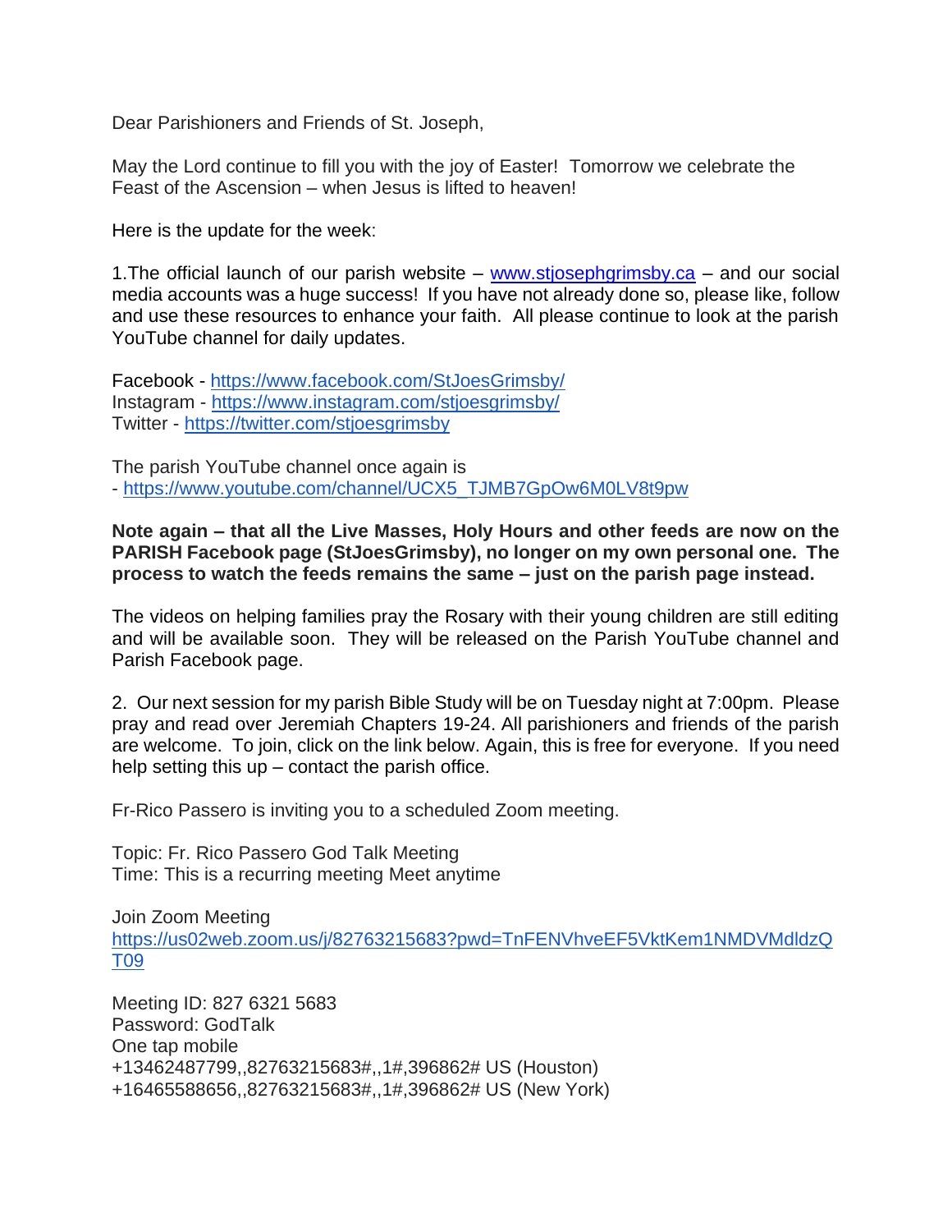Dear Parishioners and Friends of St. Joseph,

May the Lord continue to fill you with the joy of Easter! Tomorrow we celebrate the Feast of the Ascension – when Jesus is lifted to heaven!

Here is the update for the week:

1.The official launch of our parish website – www.stjosephgrimsby.ca – and our social media accounts was a huge success! If you have not already done so, please like, follow and use these resources to enhance your faith. All please continue to look at the parish YouTube channel for daily updates.

Facebook - https://www.facebook.com/StJoesGrimsby/
Instagram - https://www.instagram.com/stjoesgrimsby/
Twitter - https://twitter.com/stjoesgrimsby

The parish YouTube channel once again is
- https://www.youtube.com/channel/UCX5_TJMB7GpOw6M0LV8t9pw

**Note again – that all the Live Masses, Holy Hours and other feeds are now on the PARISH Facebook page (StJoesGrimsby), no longer on my own personal one. The process to watch the feeds remains the same – just on the parish page instead.**

The videos on helping families pray the Rosary with their young children are still editing and will be available soon. They will be released on the Parish YouTube channel and Parish Facebook page.

2. Our next session for my parish Bible Study will be on Tuesday night at 7:00pm. Please pray and read over Jeremiah Chapters 19-24. All parishioners and friends of the parish are welcome. To join, click on the link below. Again, this is free for everyone. If you need help setting this up – contact the parish office.

Fr-Rico Passero is inviting you to a scheduled Zoom meeting.

Topic: Fr. Rico Passero God Talk Meeting
Time: This is a recurring meeting Meet anytime

Join Zoom Meeting
https://us02web.zoom.us/j/82763215683?pwd=TnFENVhveEF5VktKem1NMDVMdldzQT09

Meeting ID: 827 6321 5683
Password: GodTalk
One tap mobile
+13462487799,,82763215683#,,1#,396862# US (Houston)
+16465588656,,82763215683#,,1#,396862# US (New York)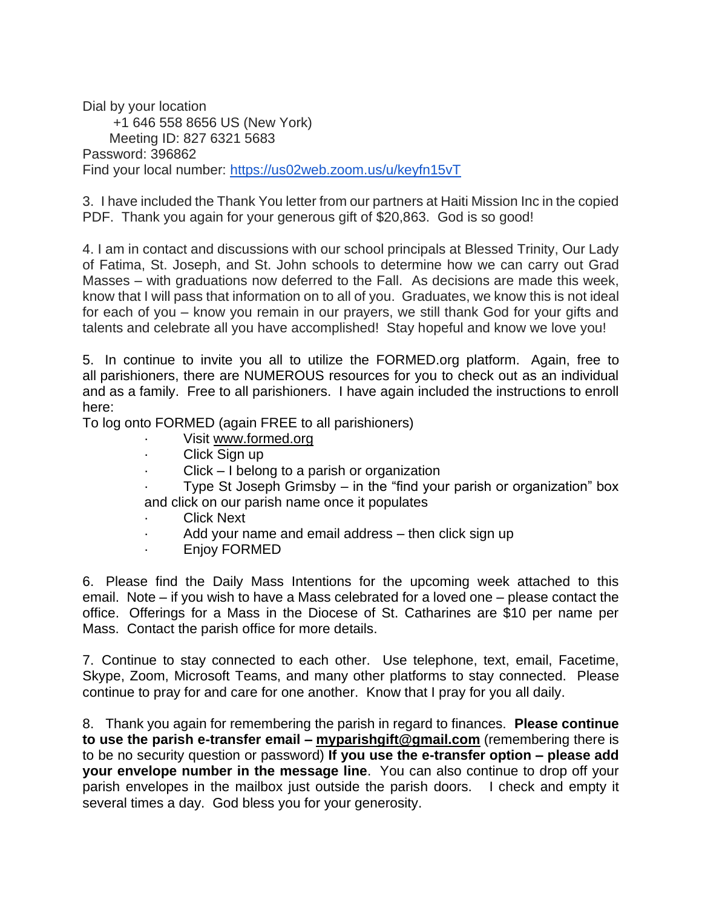Dial by your location
+1 646 558 8656 US (New York)
Meeting ID: 827 6321 5683
Password: 396862
Find your local number: https://us02web.zoom.us/u/keyfn15vT

3. I have included the Thank You letter from our partners at Haiti Mission Inc in the copied PDF. Thank you again for your generous gift of $20,863. God is so good!

4. I am in contact and discussions with our school principals at Blessed Trinity, Our Lady of Fatima, St. Joseph, and St. John schools to determine how we can carry out Grad Masses – with graduations now deferred to the Fall. As decisions are made this week, know that I will pass that information on to all of you. Graduates, we know this is not ideal for each of you – know you remain in our prayers, we still thank God for your gifts and talents and celebrate all you have accomplished! Stay hopeful and know we love you!

5. In continue to invite you all to utilize the FORMED.org platform. Again, free to all parishioners, there are NUMEROUS resources for you to check out as an individual and as a family. Free to all parishioners. I have again included the instructions to enroll here:
To log onto FORMED (again FREE to all parishioners)

- Visit www.formed.org
- Click Sign up
- Click – I belong to a parish or organization
- Type St Joseph Grimsby – in the "find your parish or organization" box and click on our parish name once it populates
- Click Next
- Add your name and email address – then click sign up
- Enjoy FORMED

6. Please find the Daily Mass Intentions for the upcoming week attached to this email. Note – if you wish to have a Mass celebrated for a loved one – please contact the office. Offerings for a Mass in the Diocese of St. Catharines are $10 per name per Mass. Contact the parish office for more details.

7. Continue to stay connected to each other. Use telephone, text, email, Facetime, Skype, Zoom, Microsoft Teams, and many other platforms to stay connected. Please continue to pray for and care for one another. Know that I pray for you all daily.

8. Thank you again for remembering the parish in regard to finances. **Please continue to use the parish e-transfer email – myparishgift@gmail.com** (remembering there is to be no security question or password) **If you use the e-transfer option – please add your envelope number in the message line**. You can also continue to drop off your parish envelopes in the mailbox just outside the parish doors. I check and empty it several times a day. God bless you for your generosity.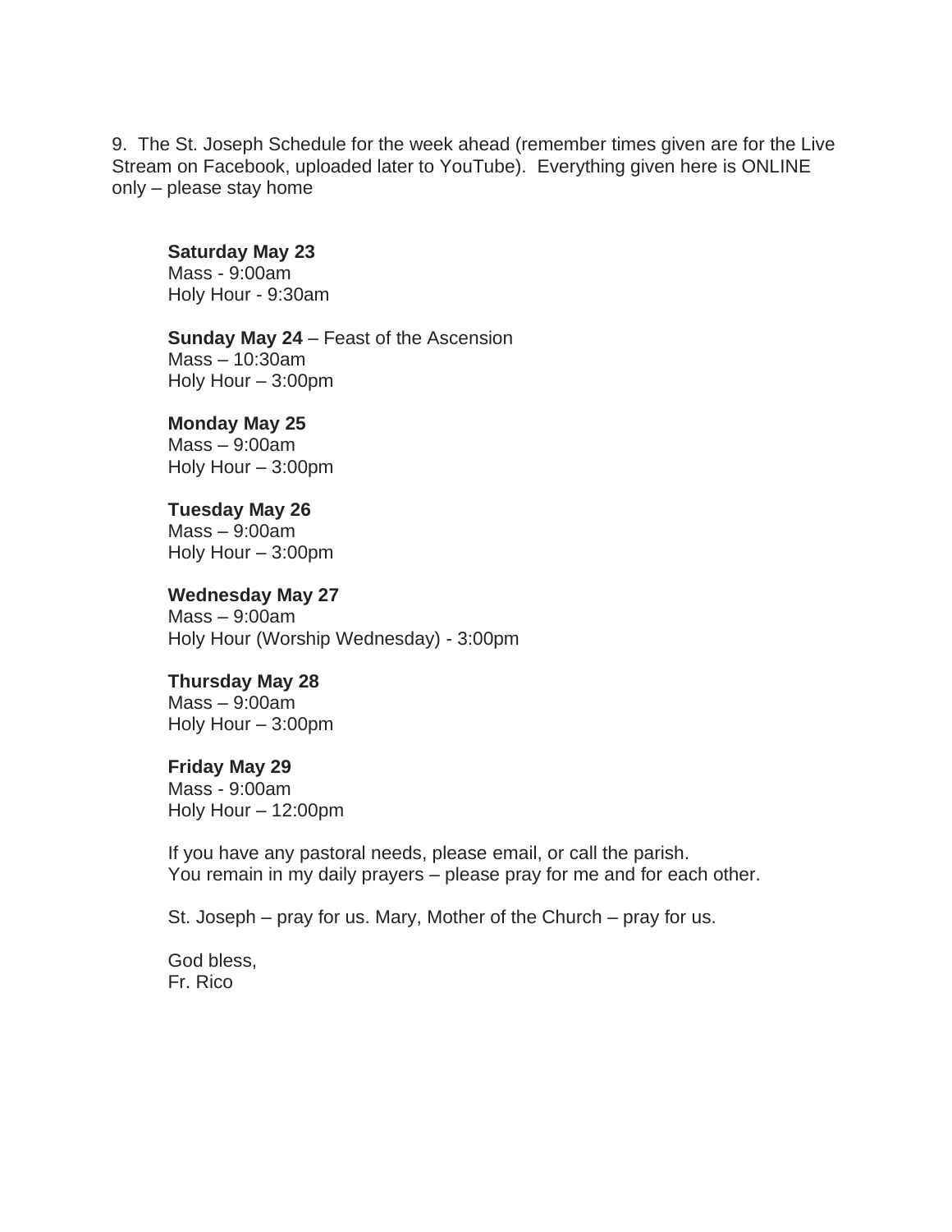9. The St. Joseph Schedule for the week ahead (remember times given are for the Live Stream on Facebook, uploaded later to YouTube). Everything given here is ONLINE only – please stay home

**Saturday May 23**
Mass - 9:00am
Holy Hour - 9:30am

**Sunday May 24** – Feast of the Ascension
Mass – 10:30am
Holy Hour – 3:00pm

**Monday May 25**
Mass – 9:00am
Holy Hour – 3:00pm

**Tuesday May 26**
Mass – 9:00am
Holy Hour – 3:00pm

**Wednesday May 27**
Mass – 9:00am
Holy Hour (Worship Wednesday) - 3:00pm

**Thursday May 28**
Mass – 9:00am
Holy Hour – 3:00pm

**Friday May 29**
Mass - 9:00am
Holy Hour – 12:00pm

If you have any pastoral needs, please email, or call the parish.
You remain in my daily prayers – please pray for me and for each other.

St. Joseph – pray for us. Mary, Mother of the Church – pray for us.

God bless,
Fr. Rico